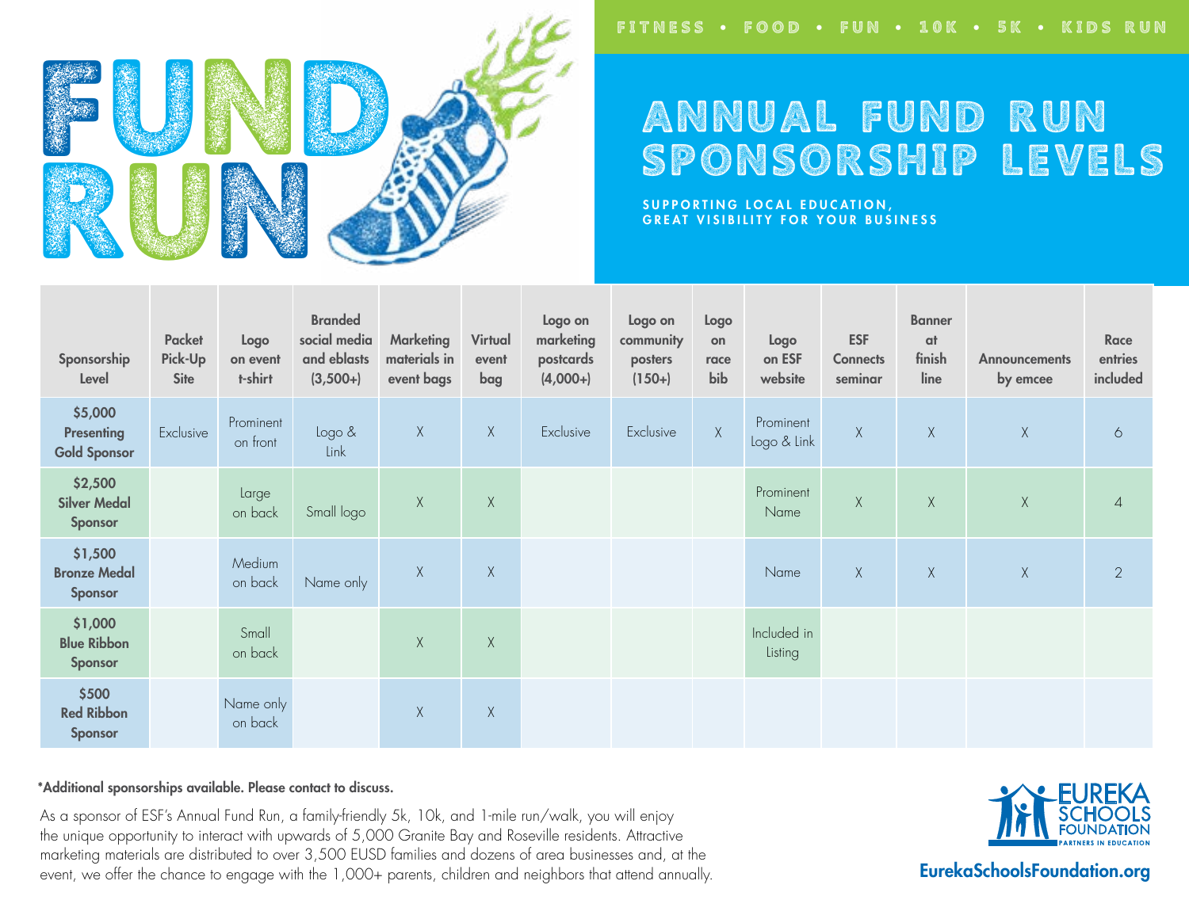# FUND RUN

FITNESS • FOOD • FUN • 10K • 5K • KIDS RUN

## ANNUAL FUND RUN SPONSORSHIP LEVELS

SUPPORTING LOCAL EDUCATION,
GREAT VISIBILITY FOR YOUR BUSINESS

| Sponsorship Level | Packet Pick-Up Site | Logo on event t-shirt | Branded social media and eblasts (3,500+) | Marketing materials in event bags | Virtual event bag | Logo on marketing postcards (4,000+) | Logo on community posters (150+) | Logo on race bib | Logo on ESF website | ESF Connects seminar | Banner at finish line | Announcements by emcee | Race entries included |
|---|---|---|---|---|---|---|---|---|---|---|---|---|---|
| $5,000 Presenting Gold Sponsor | Exclusive | Prominent on front | Logo & Link | X | X | Exclusive | Exclusive | X | Prominent Logo & Link | X | X | X | 6 |
| $2,500 Silver Medal Sponsor | | Large on back | Small logo | X | X | | | | Prominent Name | X | X | X | 4 |
| $1,500 Bronze Medal Sponsor | | Medium on back | Name only | X | X | | | | Name | X | X | X | 2 |
| $1,000 Blue Ribbon Sponsor | | Small on back | | X | X | | | | Included in Listing | | | | |
| $500 Red Ribbon Sponsor | | Name only on back | | X | X | | | | | | | | |

**\*Additional sponsorships available. Please contact to discuss.**

As a sponsor of ESF's Annual Fund Run, a family-friendly 5k, 10k, and 1-mile run/walk, you will enjoy the unique opportunity to interact with upwards of 5,000 Granite Bay and Roseville residents. Attractive marketing materials are distributed to over 3,500 EUSD families and dozens of area businesses and, at the event, we offer the chance to engage with the 1,000+ parents, children and neighbors that attend annually.

EUREKA SCHOOLS FOUNDATION
PARTNERS IN EDUCATION

EurekaSchoolsFoundation.org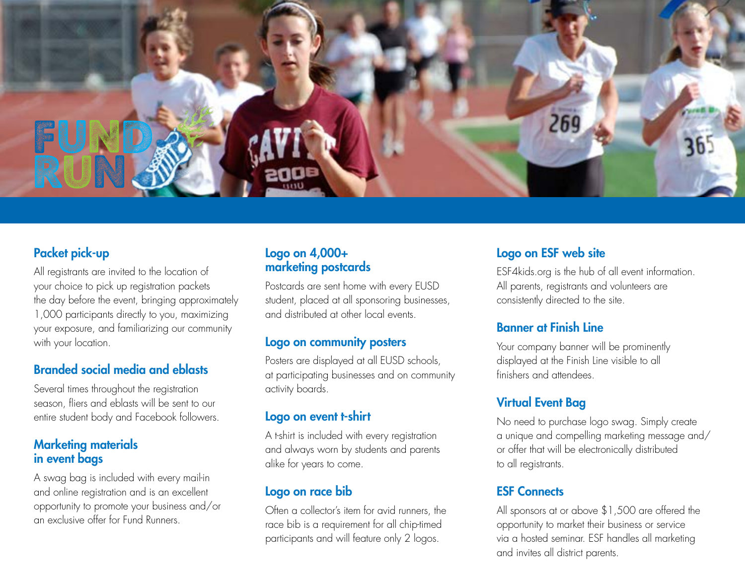FUND RUN

### Packet pick-up

All registrants are invited to the location of your choice to pick up registration packets the day before the event, bringing approximately 1,000 participants directly to you, maximizing your exposure, and familiarizing our community with your location.

### Branded social media and eblasts

Several times throughout the registration season, fliers and eblasts will be sent to our entire student body and Facebook followers.

### Marketing materials in event bags

A swag bag is included with every mail-in and online registration and is an excellent opportunity to promote your business and/or an exclusive offer for Fund Runners.

### Logo on 4,000+ marketing postcards

Postcards are sent home with every EUSD student, placed at all sponsoring businesses, and distributed at other local events.

### Logo on community posters

Posters are displayed at all EUSD schools, at participating businesses and on community activity boards.

### Logo on event t-shirt

A t-shirt is included with every registration and always worn by students and parents alike for years to come.

### Logo on race bib

Often a collector's item for avid runners, the race bib is a requirement for all chip-timed participants and will feature only 2 logos.

### Logo on ESF web site

ESF4kids.org is the hub of all event information. All parents, registrants and volunteers are consistently directed to the site.

### Banner at Finish Line

Your company banner will be prominently displayed at the Finish Line visible to all finishers and attendees.

### Virtual Event Bag

No need to purchase logo swag. Simply create a unique and compelling marketing message and/or offer that will be electronically distributed to all registrants.

### ESF Connects

All sponsors at or above $1,500 are offered the opportunity to market their business or service via a hosted seminar. ESF handles all marketing and invites all district parents.